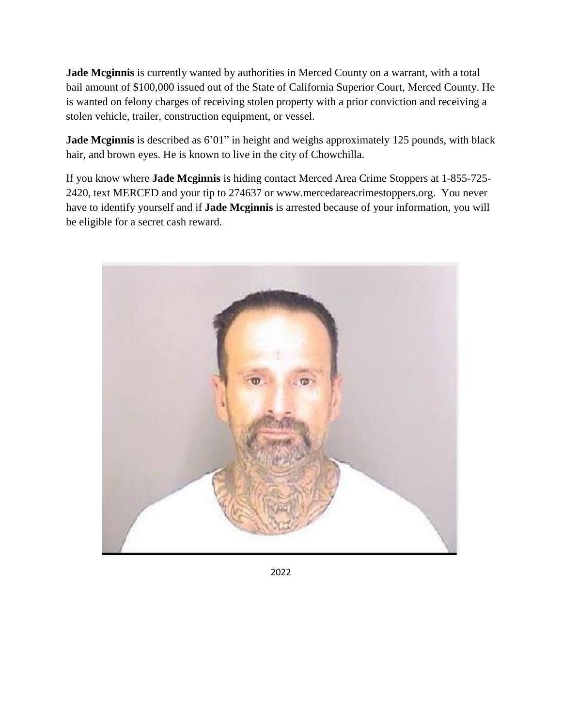**Jade Mcginnis** is currently wanted by authorities in Merced County on a warrant, with a total bail amount of $100,000 issued out of the State of California Superior Court, Merced County. He is wanted on felony charges of receiving stolen property with a prior conviction and receiving a stolen vehicle, trailer, construction equipment, or vessel.

**Jade Mcginnis** is described as 6'01" in height and weighs approximately 125 pounds, with black hair, and brown eyes. He is known to live in the city of Chowchilla.

If you know where **Jade Mcginnis** is hiding contact Merced Area Crime Stoppers at 1-855-725-2420, text MERCED and your tip to 274637 or www.mercedareacrimestoppers.org. You never have to identify yourself and if **Jade Mcginnis** is arrested because of your information, you will be eligible for a secret cash reward.

2022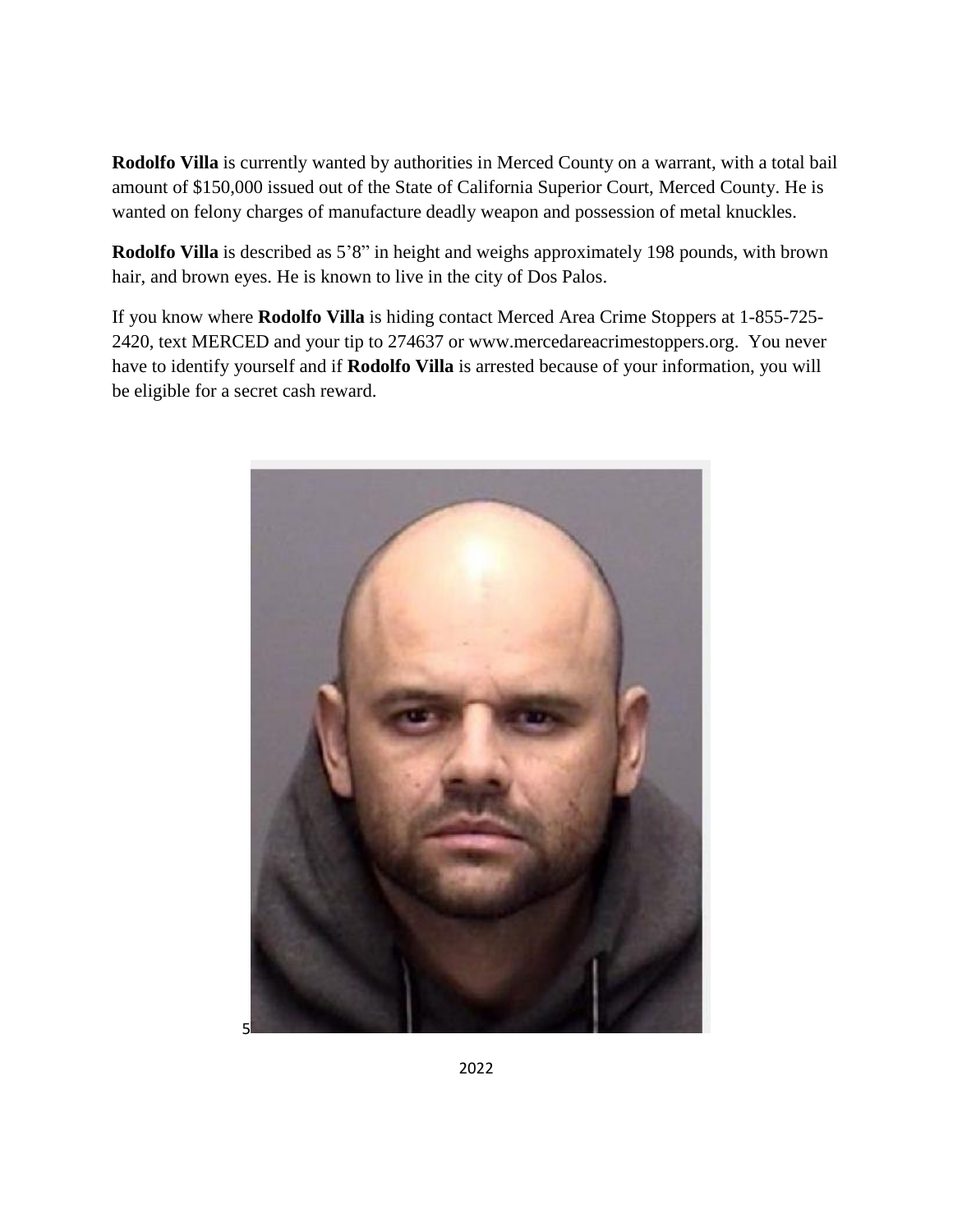**Rodolfo Villa** is currently wanted by authorities in Merced County on a warrant, with a total bail amount of $150,000 issued out of the State of California Superior Court, Merced County. He is wanted on felony charges of manufacture deadly weapon and possession of metal knuckles.

**Rodolfo Villa** is described as 5'8" in height and weighs approximately 198 pounds, with brown hair, and brown eyes. He is known to live in the city of Dos Palos.

If you know where **Rodolfo Villa** is hiding contact Merced Area Crime Stoppers at 1-855-725-2420, text MERCED and your tip to 274637 or www.mercedareacrimestoppers.org. You never have to identify yourself and if **Rodolfo Villa** is arrested because of your information, you will be eligible for a secret cash reward.

5

2022